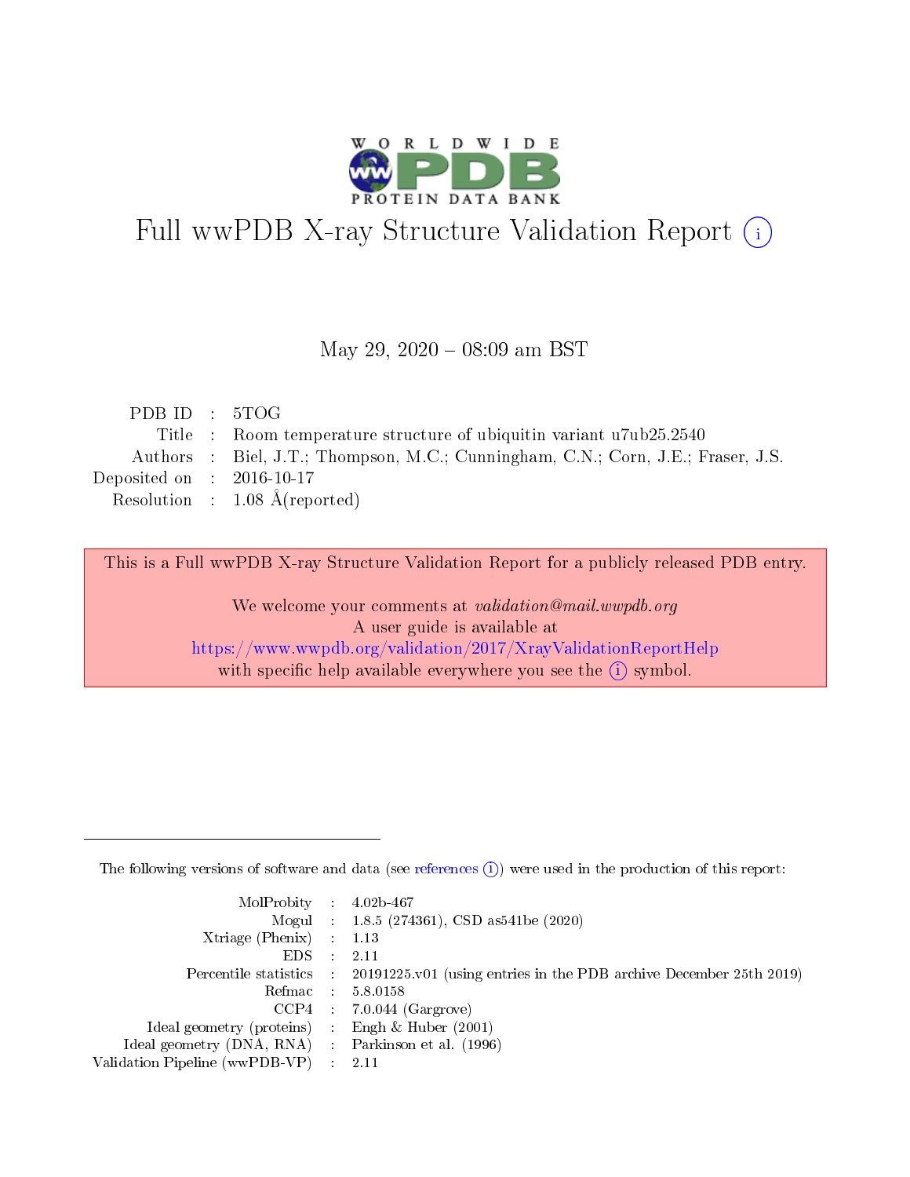# Full wwPDB X-ray Structure Validation Report (i)

May 29, 2020 – 08:09 am BST

| | | |
|---|---|---|
| PDB ID | : | 5TOG |
| Title | : | Room temperature structure of ubiquitin variant u7ub25.2540 |
| Authors | : | Biel, J.T.; Thompson, M.C.; Cunningham, C.N.; Corn, J.E.; Fraser, J.S. |
| Deposited on | : | 2016-10-17 |
| Resolution | : | 1.08 Å(reported) |

This is a Full wwPDB X-ray Structure Validation Report for a publicly released PDB entry.

We welcome your comments at *validation@mail.wwpdb.org*
A user guide is available at
https://www.wwpdb.org/validation/2017/XrayValidationReportHelp
with specific help available everywhere you see the (i) symbol.

---

The following versions of software and data (see references (i)) were used in the production of this report:

| | | |
|---|---|---|
| MolProbity | : | 4.02b-467 |
| Mogul | : | 1.8.5 (274361), CSD as541be (2020) |
| Xtriage (Phenix) | : | 1.13 |
| EDS | : | 2.11 |
| Percentile statistics | : | 20191225.v01 (using entries in the PDB archive December 25th 2019) |
| Refmac | : | 5.8.0158 |
| CCP4 | : | 7.0.044 (Gargrove) |
| Ideal geometry (proteins) | : | Engh & Huber (2001) |
| Ideal geometry (DNA, RNA) | : | Parkinson et al. (1996) |
| Validation Pipeline (wwPDB-VP) | : | 2.11 |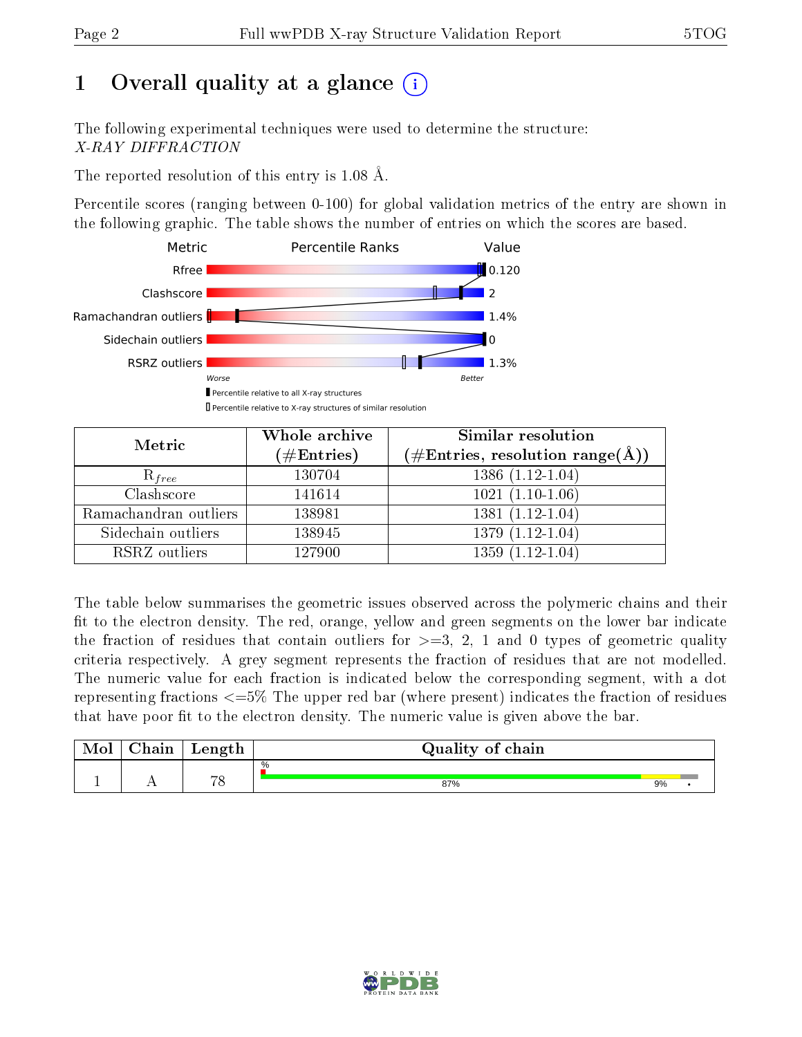# 1 Overall quality at a glance (i)

The following experimental techniques were used to determine the structure:
*X-RAY DIFFRACTION*

The reported resolution of this entry is 1.08 Å.

Percentile scores (ranging between 0-100) for global validation metrics of the entry are shown in the following graphic. The table shows the number of entries on which the scores are based.

| Metric | Percentile Ranks | Value |
|---|---|---|
| Rfree | | 0.120 |
| Clashscore | | 2 |
| Ramachandran outliers | | 1.4% |
| Sidechain outliers | | 0 |
| RSRZ outliers | | 1.3% |

Worse — Better

■ Percentile relative to all X-ray structures
□ Percentile relative to X-ray structures of similar resolution

| Metric | Whole archive (#Entries) | Similar resolution (#Entries, resolution range(Å)) |
|---|---|---|
| $R_{free}$ | 130704 | 1386 (1.12-1.04) |
| Clashscore | 141614 | 1021 (1.10-1.06) |
| Ramachandran outliers | 138981 | 1381 (1.12-1.04) |
| Sidechain outliers | 138945 | 1379 (1.12-1.04) |
| RSRZ outliers | 127900 | 1359 (1.12-1.04) |

The table below summarises the geometric issues observed across the polymeric chains and their fit to the electron density. The red, orange, yellow and green segments on the lower bar indicate the fraction of residues that contain outliers for >=3, 2, 1 and 0 types of geometric quality criteria respectively. A grey segment represents the fraction of residues that are not modelled. The numeric value for each fraction is indicated below the corresponding segment, with a dot representing fractions <=5% The upper red bar (where present) indicates the fraction of residues that have poor fit to the electron density. The numeric value is given above the bar.

| Mol | Chain | Length | Quality of chain |
|---|---|---|---|
| 1 | A | 78 | % ; 87% ; 9% ; • |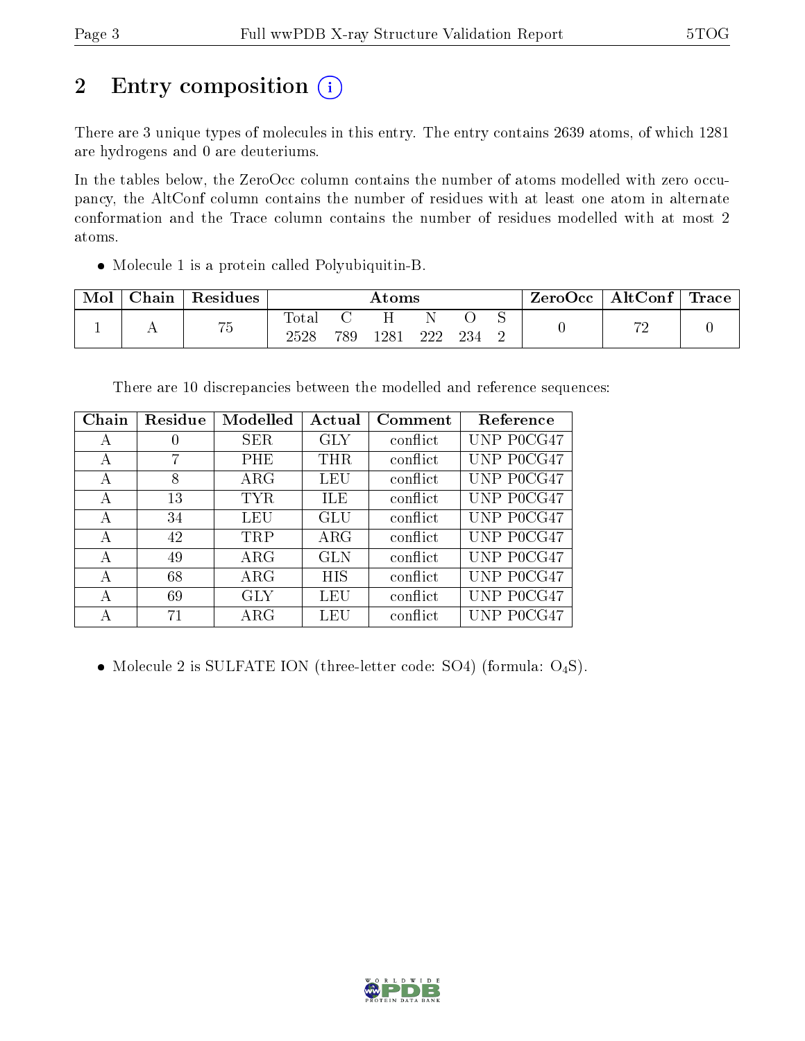# 2 Entry composition

There are 3 unique types of molecules in this entry. The entry contains 2639 atoms, of which 1281 are hydrogens and 0 are deuteriums.

In the tables below, the ZeroOcc column contains the number of atoms modelled with zero occupancy, the AltConf column contains the number of residues with at least one atom in alternate conformation and the Trace column contains the number of residues modelled with at most 2 atoms.

- Molecule 1 is a protein called Polyubiquitin-B.

| Mol | Chain | Residues | Atoms | | | | | | ZeroOcc | AltConf | Trace |
|---|---|---|---|---|---|---|---|---|---|---|---|
| | | | Total | C | H | N | O | S | | | |
| 1 | A | 75 | 2528 | 789 | 1281 | 222 | 234 | 2 | 0 | 72 | 0 |

There are 10 discrepancies between the modelled and reference sequences:

| Chain | Residue | Modelled | Actual | Comment | Reference |
|---|---|---|---|---|---|
| A | 0 | SER | GLY | conflict | UNP P0CG47 |
| A | 7 | PHE | THR | conflict | UNP P0CG47 |
| A | 8 | ARG | LEU | conflict | UNP P0CG47 |
| A | 13 | TYR | ILE | conflict | UNP P0CG47 |
| A | 34 | LEU | GLU | conflict | UNP P0CG47 |
| A | 42 | TRP | ARG | conflict | UNP P0CG47 |
| A | 49 | ARG | GLN | conflict | UNP P0CG47 |
| A | 68 | ARG | HIS | conflict | UNP P0CG47 |
| A | 69 | GLY | LEU | conflict | UNP P0CG47 |
| A | 71 | ARG | LEU | conflict | UNP P0CG47 |

- Molecule 2 is SULFATE ION (three-letter code: SO4) (formula: $O_4S$).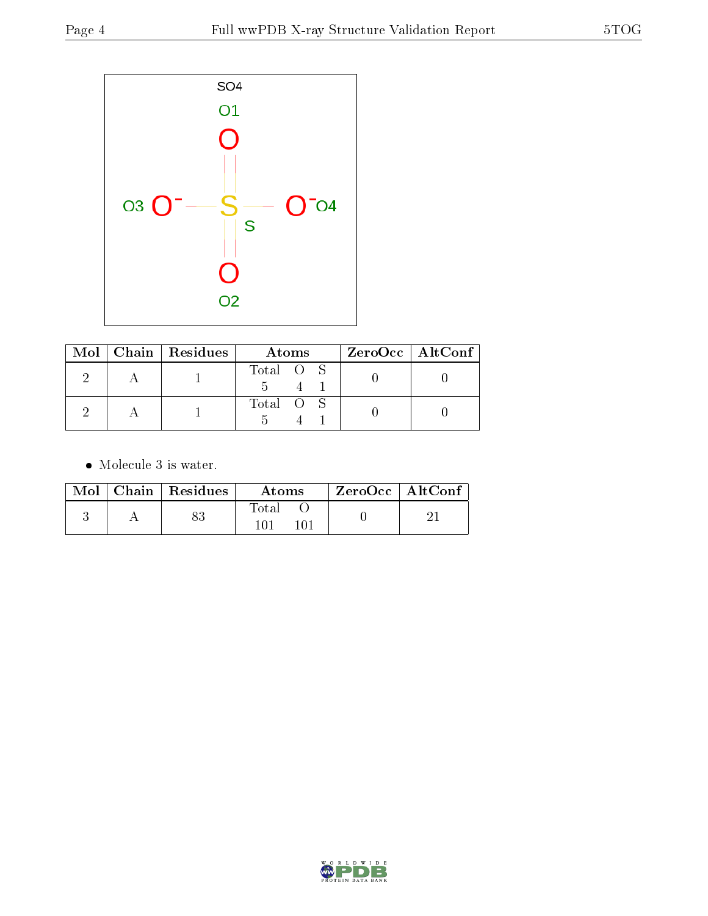SO4

O1

O3 O⁻ — S — O⁻ O4

S

O2

| Mol | Chain | Residues | Atoms | | | ZeroOcc | AltConf |
|---|---|---|---|---|---|---|---|
| | | | Total | O | S | | |
| 2 | A | 1 | 5 | 4 | 1 | 0 | 0 |
| 2 | A | 1 | 5 | 4 | 1 | 0 | 0 |

- Molecule 3 is water.

| Mol | Chain | Residues | Atoms | | ZeroOcc | AltConf |
|---|---|---|---|---|---|---|
| | | | Total | O | | |
| 3 | A | 83 | 101 | 101 | 0 | 21 |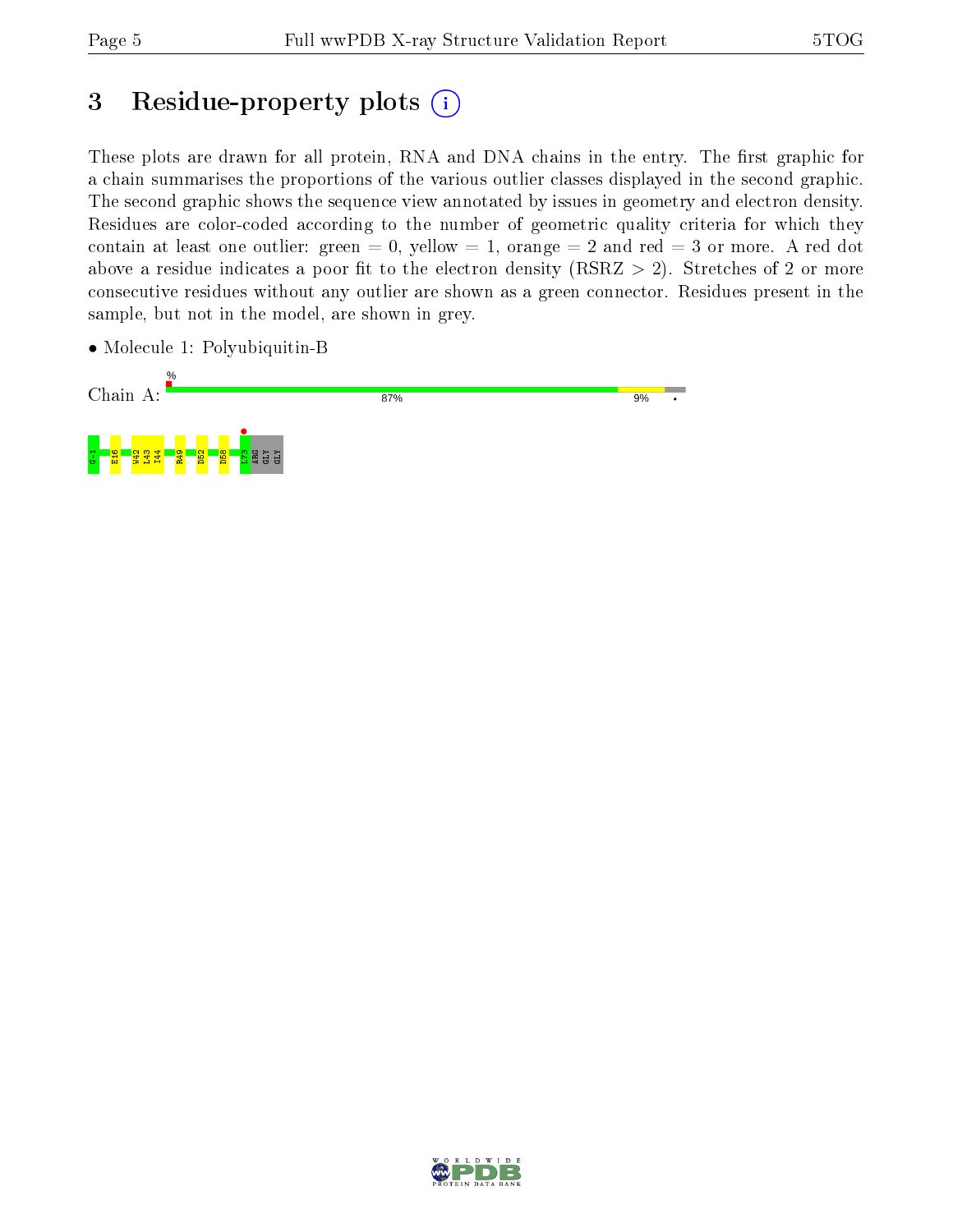## 3 Residue-property plots

These plots are drawn for all protein, RNA and DNA chains in the entry. The first graphic for a chain summarises the proportions of the various outlier classes displayed in the second graphic. The second graphic shows the sequence view annotated by issues in geometry and electron density. Residues are color-coded according to the number of geometric quality criteria for which they contain at least one outlier: green = 0, yellow = 1, orange = 2 and red = 3 or more. A red dot above a residue indicates a poor fit to the electron density (RSRZ > 2). Stretches of 2 or more consecutive residues without any outlier are shown as a green connector. Residues present in the sample, but not in the model, are shown in grey.

- Molecule 1: Polyubiquitin-B

Chain A: % 87% 9% •

G-1 E16 W42 L43 I44 R49 D52 D58 L73 ARG GLY GLY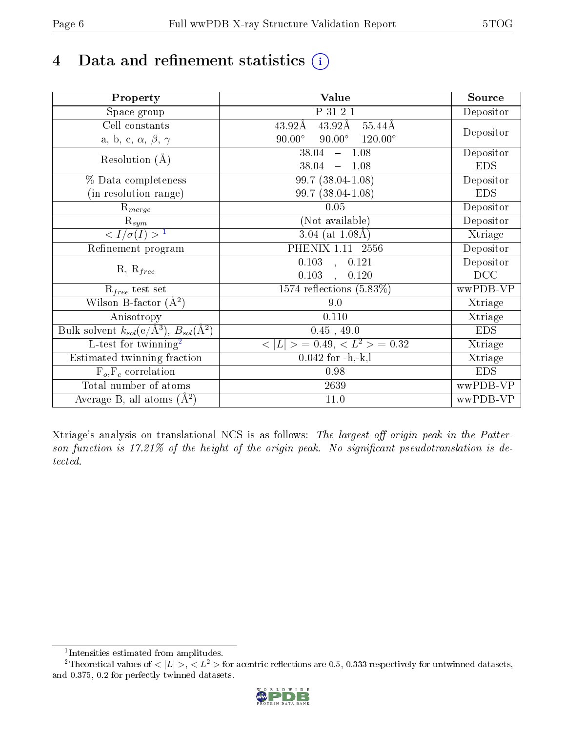# 4 Data and refinement statistics (i)

| Property | Value | Source |
|---|---|---|
| Space group | P 31 2 1 | Depositor |
| Cell constants<br>a, b, c, $\alpha$, $\beta$, $\gamma$ | 43.92Å 43.92Å 55.44Å<br>90.00° 90.00° 120.00° | Depositor |
| Resolution (Å) | 38.04 – 1.08<br>38.04 – 1.08 | Depositor<br>EDS |
| % Data completeness<br>(in resolution range) | 99.7 (38.04-1.08)<br>99.7 (38.04-1.08) | Depositor<br>EDS |
| $R_{merge}$ | 0.05 | Depositor |
| $R_{sym}$ | (Not available) | Depositor |
| $< I/\sigma(I) >$ [1] | 3.04 (at 1.08Å) | Xtriage |
| Refinement program | PHENIX 1.11_2556 | Depositor |
| R, $R_{free}$ | 0.103 , 0.121<br>0.103 , 0.120 | Depositor<br>DCC |
| $R_{free}$ test set | 1574 reflections (5.83%) | wwPDB-VP |
| Wilson B-factor (Å$^2$) | 9.0 | Xtriage |
| Anisotropy | 0.110 | Xtriage |
| Bulk solvent $k_{sol}$(e/Å$^3$), $B_{sol}$(Å$^2$) | 0.45 , 49.0 | EDS |
| L-test for twinning[2] | $< \|L\| >$ = 0.49, $< L^2 >$ = 0.32 | Xtriage |
| Estimated twinning fraction | 0.042 for -h,-k,l | Xtriage |
| $F_o$,$F_c$ correlation | 0.98 | EDS |
| Total number of atoms | 2639 | wwPDB-VP |
| Average B, all atoms (Å$^2$) | 11.0 | wwPDB-VP |

Xtriage's analysis on translational NCS is as follows: *The largest off-origin peak in the Patterson function is 17.21% of the height of the origin peak. No significant pseudotranslation is detected.*

[1] Intensities estimated from amplitudes.

[2] Theoretical values of $< |L| >$, $< L^2 >$ for acentric reflections are 0.5, 0.333 respectively for untwinned datasets, and 0.375, 0.2 for perfectly twinned datasets.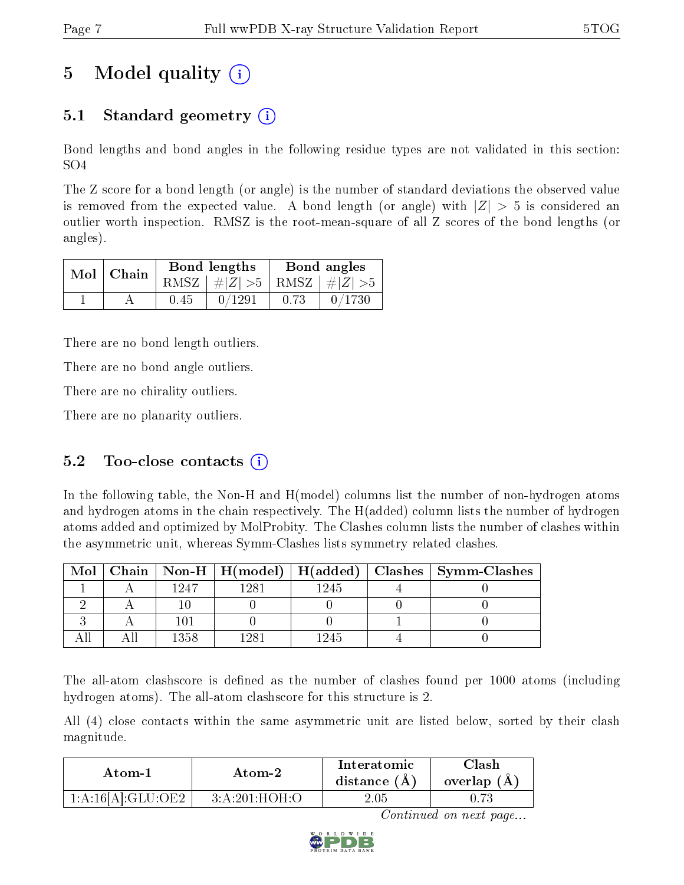# 5 Model quality

## 5.1 Standard geometry

Bond lengths and bond angles in the following residue types are not validated in this section: SO4

The Z score for a bond length (or angle) is the number of standard deviations the observed value is removed from the expected value. A bond length (or angle) with $|Z| > 5$ is considered an outlier worth inspection. RMSZ is the root-mean-square of all Z scores of the bond lengths (or angles).

| Mol | Chain | Bond lengths | | Bond angles | |
|---|---|---|---|---|---|
| | | RMSZ | $\#\|Z\| > 5$ | RMSZ | $\#\|Z\| > 5$ |
| 1 | A | 0.45 | 0/1291 | 0.73 | 0/1730 |

There are no bond length outliers.

There are no bond angle outliers.

There are no chirality outliers.

There are no planarity outliers.

## 5.2 Too-close contacts

In the following table, the Non-H and H(model) columns list the number of non-hydrogen atoms and hydrogen atoms in the chain respectively. The H(added) column lists the number of hydrogen atoms added and optimized by MolProbity. The Clashes column lists the number of clashes within the asymmetric unit, whereas Symm-Clashes lists symmetry related clashes.

| Mol | Chain | Non-H | H(model) | H(added) | Clashes | Symm-Clashes |
|---|---|---|---|---|---|---|
| 1 | A | 1247 | 1281 | 1245 | 4 | 0 |
| 2 | A | 10 | 0 | 0 | 0 | 0 |
| 3 | A | 101 | 0 | 0 | 1 | 0 |
| All | All | 1358 | 1281 | 1245 | 4 | 0 |

The all-atom clashscore is defined as the number of clashes found per 1000 atoms (including hydrogen atoms). The all-atom clashscore for this structure is 2.

All (4) close contacts within the same asymmetric unit are listed below, sorted by their clash magnitude.

| Atom-1 | Atom-2 | Interatomic distance (Å) | Clash overlap (Å) |
|---|---|---|---|
| 1:A:16[A]:GLU:OE2 | 3:A:201:HOH:O | 2.05 | 0.73 |

*Continued on next page...*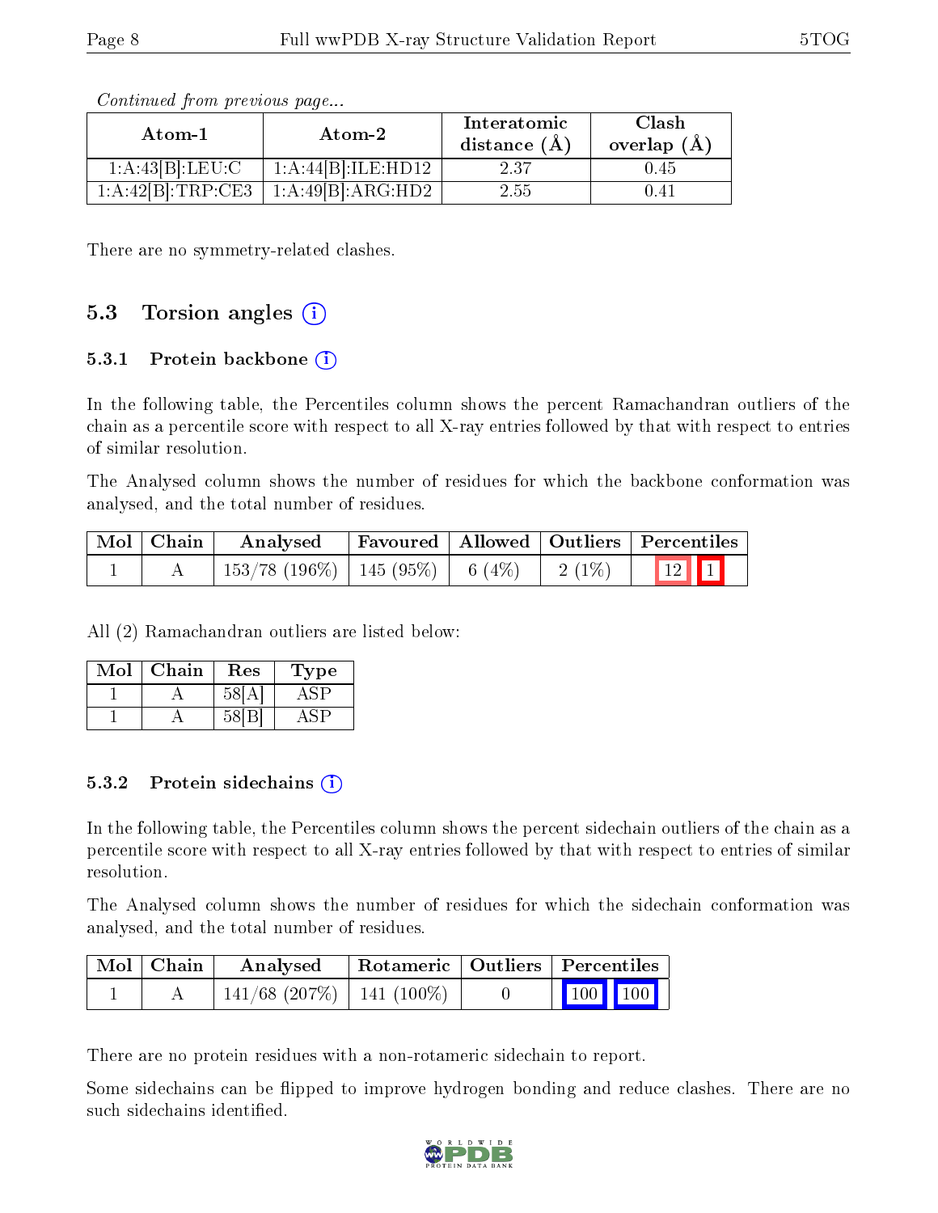*Continued from previous page...*

| Atom-1 | Atom-2 | Interatomic distance (Å) | Clash overlap (Å) |
|---|---|---|---|
| 1:A:43[B]:LEU:C | 1:A:44[B]:ILE:HD12 | 2.37 | 0.45 |
| 1:A:42[B]:TRP:CE3 | 1:A:49[B]:ARG:HD2 | 2.55 | 0.41 |

There are no symmetry-related clashes.

## 5.3 Torsion angles

### 5.3.1 Protein backbone

In the following table, the Percentiles column shows the percent Ramachandran outliers of the chain as a percentile score with respect to all X-ray entries followed by that with respect to entries of similar resolution.

The Analysed column shows the number of residues for which the backbone conformation was analysed, and the total number of residues.

| Mol | Chain | Analysed | Favoured | Allowed | Outliers | Percentiles | |
|---|---|---|---|---|---|---|---|
| 1 | A | 153/78 (196%) | 145 (95%) | 6 (4%) | 2 (1%) | 12 | 1 |

All (2) Ramachandran outliers are listed below:

| Mol | Chain | Res | Type |
|---|---|---|---|
| 1 | A | 58[A] | ASP |
| 1 | A | 58[B] | ASP |

### 5.3.2 Protein sidechains

In the following table, the Percentiles column shows the percent sidechain outliers of the chain as a percentile score with respect to all X-ray entries followed by that with respect to entries of similar resolution.

The Analysed column shows the number of residues for which the sidechain conformation was analysed, and the total number of residues.

| Mol | Chain | Analysed | Rotameric | Outliers | Percentiles | |
|---|---|---|---|---|---|---|
| 1 | A | 141/68 (207%) | 141 (100%) | 0 | 100 | 100 |

There are no protein residues with a non-rotameric sidechain to report.

Some sidechains can be flipped to improve hydrogen bonding and reduce clashes. There are no such sidechains identified.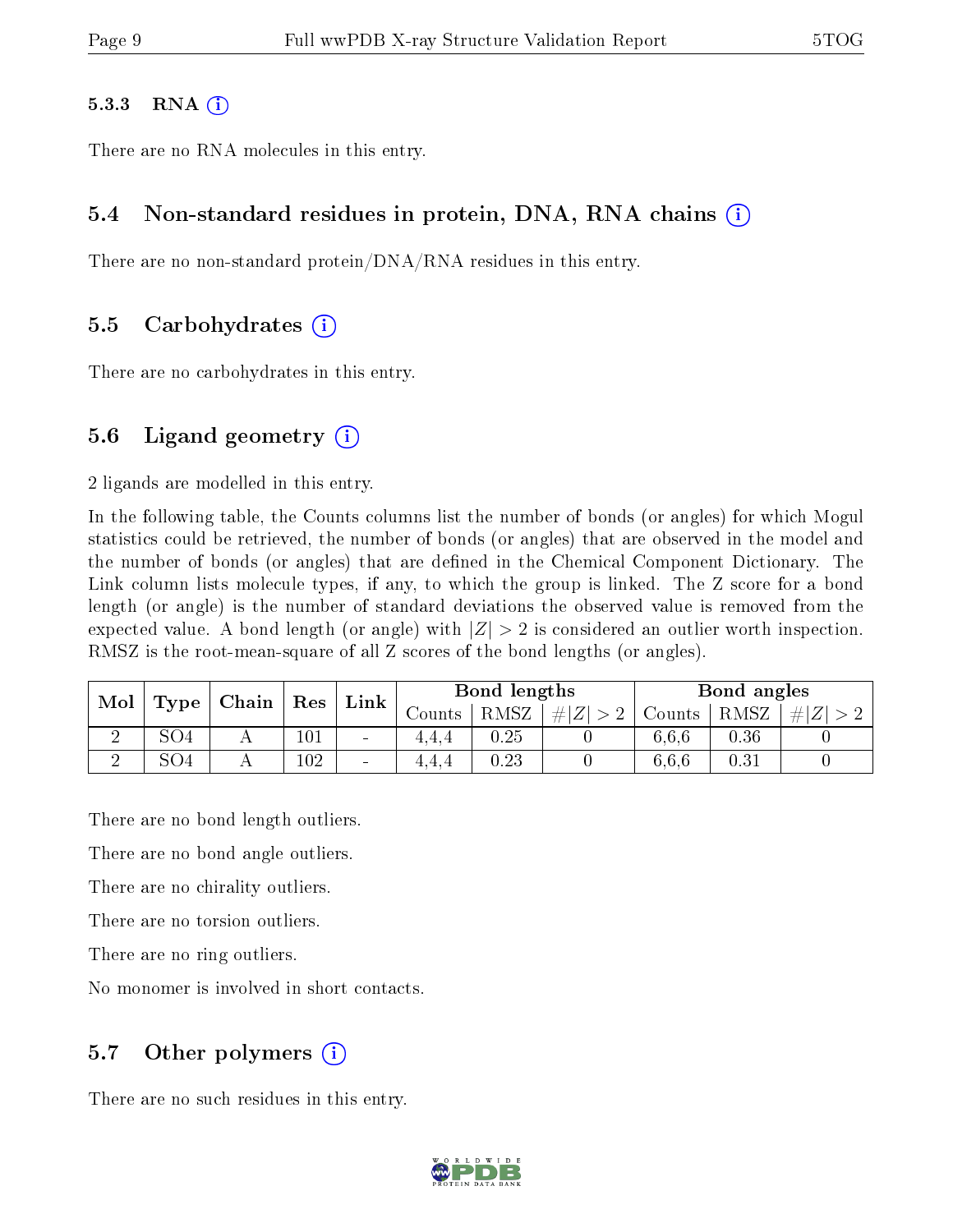#### 5.3.3 RNA (i)

There are no RNA molecules in this entry.

### 5.4 Non-standard residues in protein, DNA, RNA chains (i)

There are no non-standard protein/DNA/RNA residues in this entry.

### 5.5 Carbohydrates (i)

There are no carbohydrates in this entry.

### 5.6 Ligand geometry (i)

2 ligands are modelled in this entry.

In the following table, the Counts columns list the number of bonds (or angles) for which Mogul statistics could be retrieved, the number of bonds (or angles) that are observed in the model and the number of bonds (or angles) that are defined in the Chemical Component Dictionary. The Link column lists molecule types, if any, to which the group is linked. The Z score for a bond length (or angle) is the number of standard deviations the observed value is removed from the expected value. A bond length (or angle) with $|Z| > 2$ is considered an outlier worth inspection. RMSZ is the root-mean-square of all Z scores of the bond lengths (or angles).

| Mol | Type | Chain | Res | Link | Bond lengths | | | Bond angles | | |
|---|---|---|---|---|---|---|---|---|---|---|
| | | | | | Counts | RMSZ | $\#\|Z\| > 2$ | Counts | RMSZ | $\#\|Z\| > 2$ |
| 2 | SO4 | A | 101 | - | 4,4,4 | 0.25 | 0 | 6,6,6 | 0.36 | 0 |
| 2 | SO4 | A | 102 | - | 4,4,4 | 0.23 | 0 | 6,6,6 | 0.31 | 0 |

There are no bond length outliers.

There are no bond angle outliers.

There are no chirality outliers.

There are no torsion outliers.

There are no ring outliers.

No monomer is involved in short contacts.

### 5.7 Other polymers (i)

There are no such residues in this entry.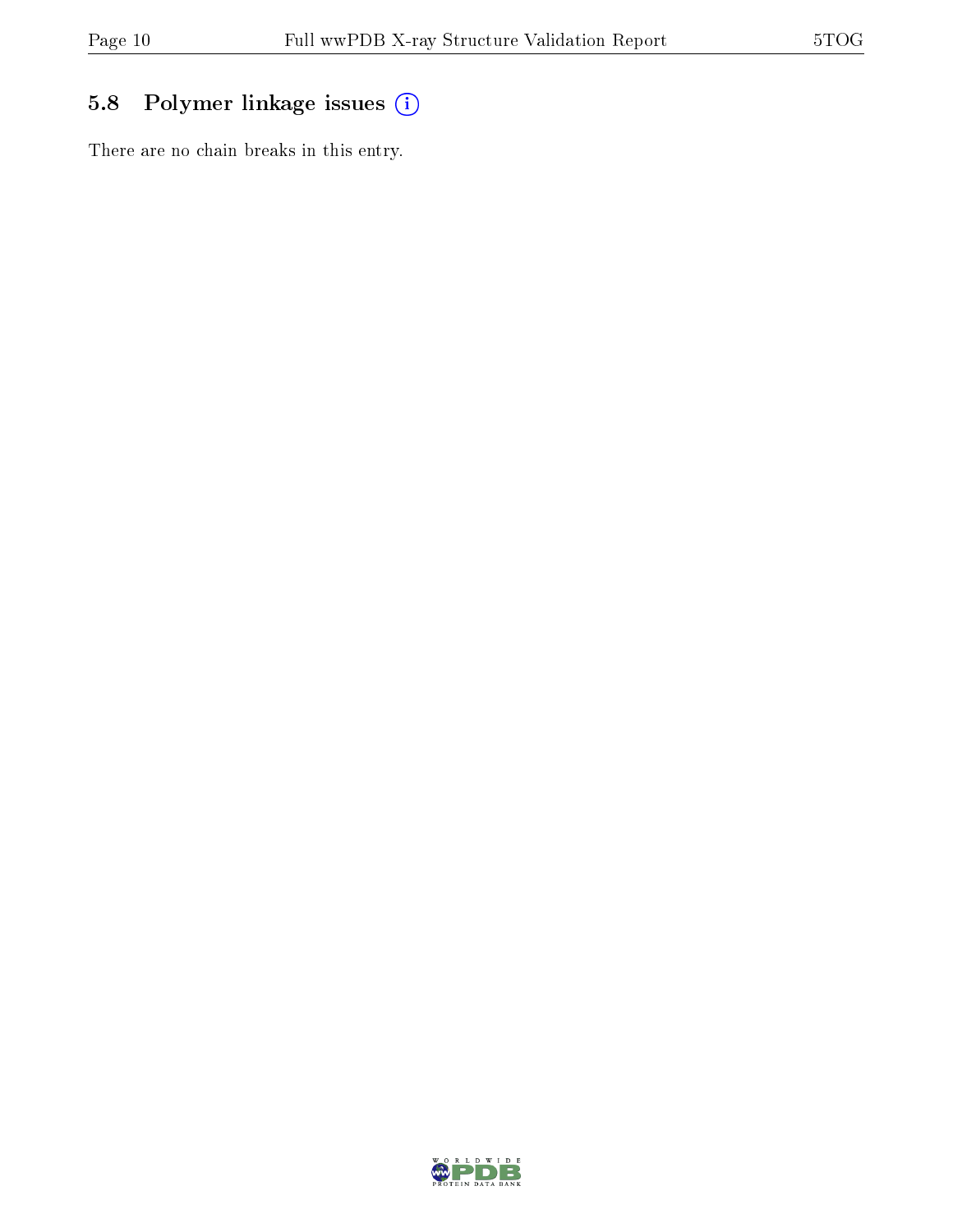### 5.8 Polymer linkage issues

There are no chain breaks in this entry.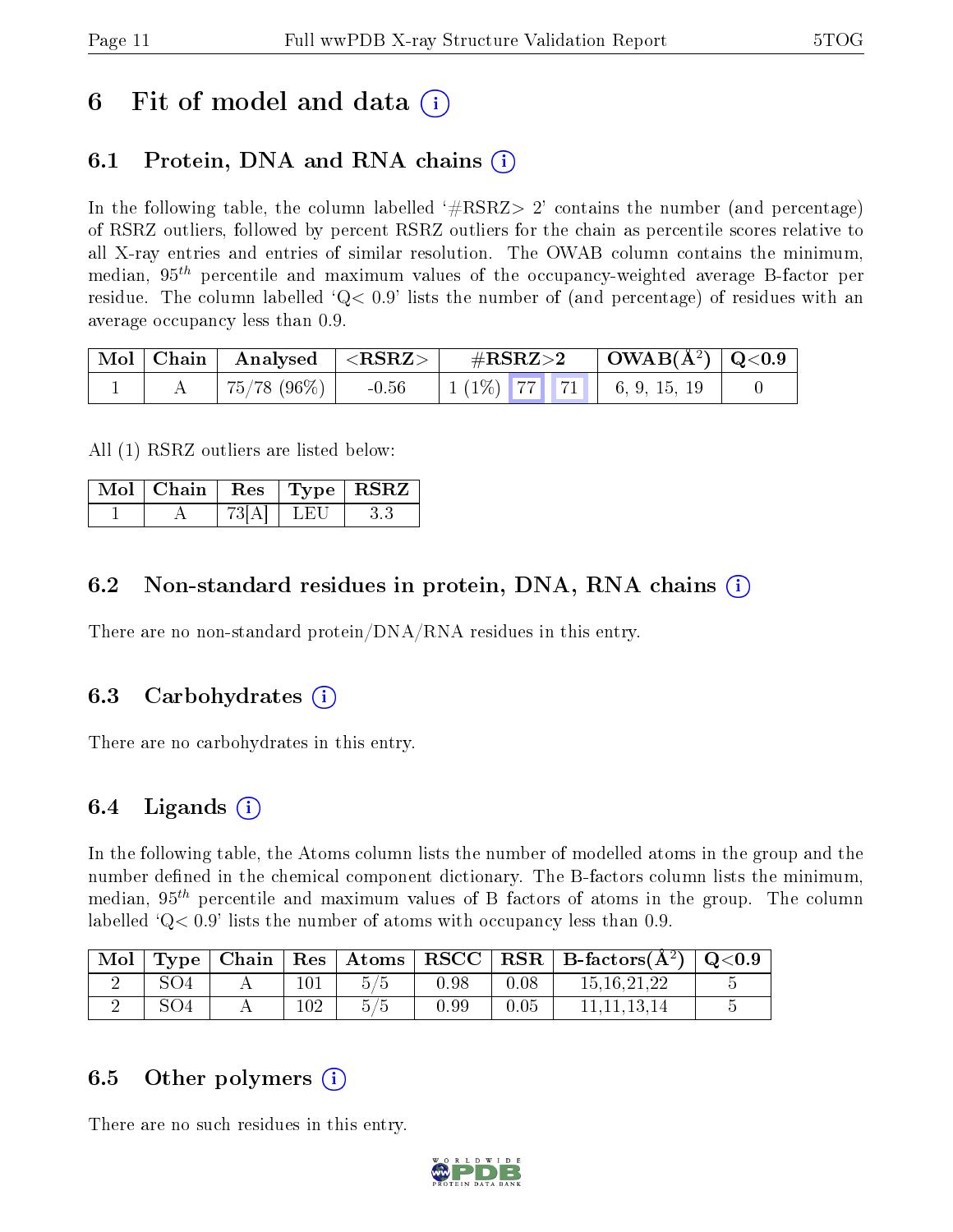# 6 Fit of model and data (i)

## 6.1 Protein, DNA and RNA chains (i)

In the following table, the column labelled '#RSRZ> 2' contains the number (and percentage) of RSRZ outliers, followed by percent RSRZ outliers for the chain as percentile scores relative to all X-ray entries and entries of similar resolution. The OWAB column contains the minimum, median, $95^{th}$ percentile and maximum values of the occupancy-weighted average B-factor per residue. The column labelled 'Q< 0.9' lists the number of (and percentage) of residues with an average occupancy less than 0.9.

| Mol | Chain | Analysed | <RSRZ> | #RSRZ>2 | OWAB(Å$^2$) | Q<0.9 |
|---|---|---|---|---|---|---|
| 1 | A | 75/78 (96%) | -0.56 | 1 (1%) 77 71 | 6, 9, 15, 19 | 0 |

All (1) RSRZ outliers are listed below:

| Mol | Chain | Res | Type | RSRZ |
|---|---|---|---|---|
| 1 | A | 73[A] | LEU | 3.3 |

## 6.2 Non-standard residues in protein, DNA, RNA chains (i)

There are no non-standard protein/DNA/RNA residues in this entry.

## 6.3 Carbohydrates (i)

There are no carbohydrates in this entry.

## 6.4 Ligands (i)

In the following table, the Atoms column lists the number of modelled atoms in the group and the number defined in the chemical component dictionary. The B-factors column lists the minimum, median, $95^{th}$ percentile and maximum values of B factors of atoms in the group. The column labelled 'Q< 0.9' lists the number of atoms with occupancy less than 0.9.

| Mol | Type | Chain | Res | Atoms | RSCC | RSR | B-factors(Å$^2$) | Q<0.9 |
|---|---|---|---|---|---|---|---|---|
| 2 | SO4 | A | 101 | 5/5 | 0.98 | 0.08 | 15,16,21,22 | 5 |
| 2 | SO4 | A | 102 | 5/5 | 0.99 | 0.05 | 11,11,13,14 | 5 |

## 6.5 Other polymers (i)

There are no such residues in this entry.